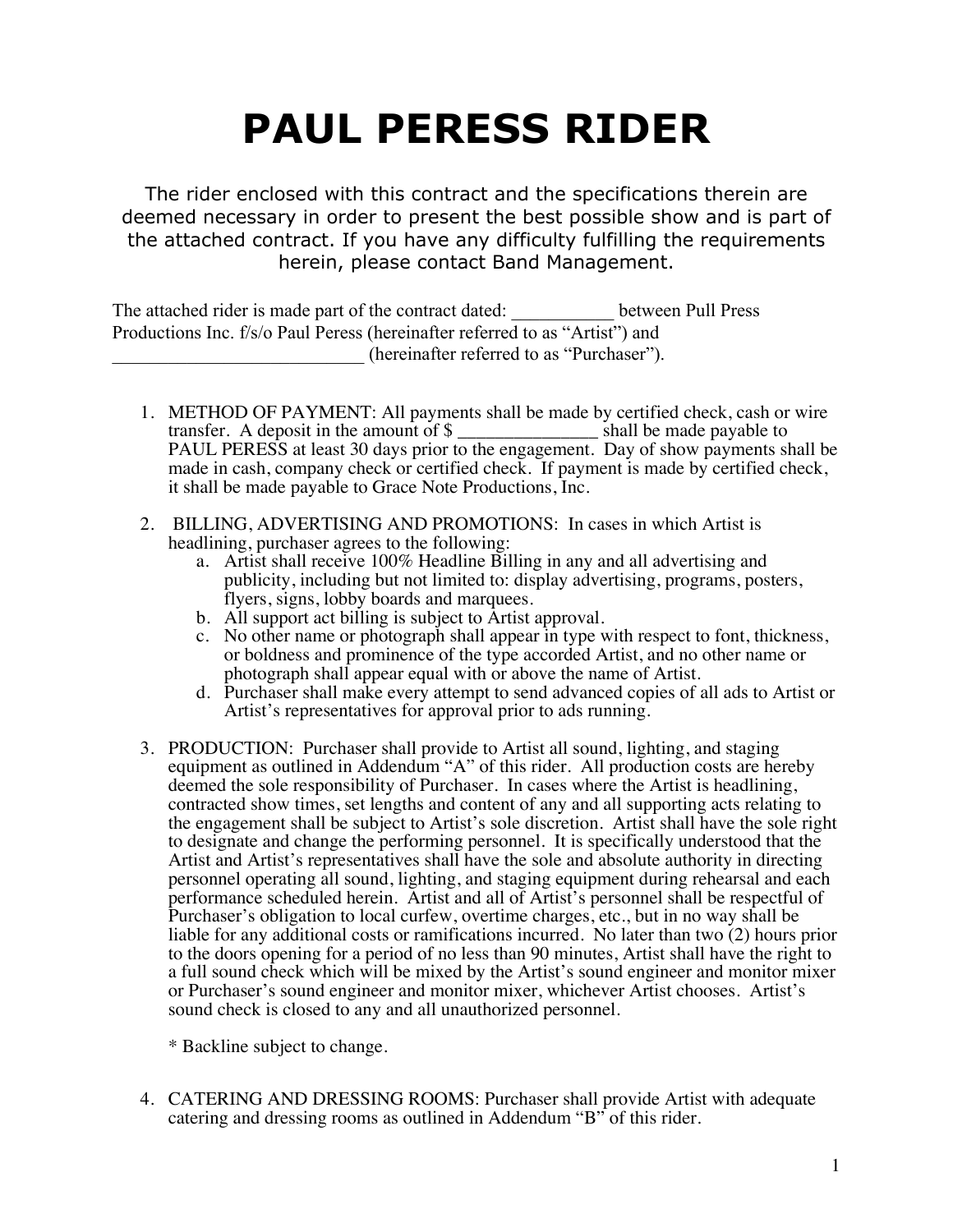# PAUL PERESS RIDER

The rider enclosed with this contract and the specifications therein are deemed necessary in order to present the best possible show and is part of the attached contract. If you have any difficulty fulfilling the requirements herein, please contact Band Management.

The attached rider is made part of the contract dated: ___________ between Pull Press Productions Inc. f/s/o Paul Peress (hereinafter referred to as "Artist") and ___________________________ (hereinafter referred to as "Purchaser").

1. METHOD OF PAYMENT: All payments shall be made by certified check, cash or wire transfer. A deposit in the amount of $ _______________ shall be made payable to PAUL PERESS at least 30 days prior to the engagement. Day of show payments shall be made in cash, company check or certified check. If payment is made by certified check, it shall be made payable to Grace Note Productions, Inc.

2. BILLING, ADVERTISING AND PROMOTIONS: In cases in which Artist is headlining, purchaser agrees to the following:
   a. Artist shall receive 100% Headline Billing in any and all advertising and publicity, including but not limited to: display advertising, programs, posters, flyers, signs, lobby boards and marquees.
   b. All support act billing is subject to Artist approval.
   c. No other name or photograph shall appear in type with respect to font, thickness, or boldness and prominence of the type accorded Artist, and no other name or photograph shall appear equal with or above the name of Artist.
   d. Purchaser shall make every attempt to send advanced copies of all ads to Artist or Artist's representatives for approval prior to ads running.

3. PRODUCTION: Purchaser shall provide to Artist all sound, lighting, and staging equipment as outlined in Addendum "A" of this rider. All production costs are hereby deemed the sole responsibility of Purchaser. In cases where the Artist is headlining, contracted show times, set lengths and content of any and all supporting acts relating to the engagement shall be subject to Artist's sole discretion. Artist shall have the sole right to designate and change the performing personnel. It is specifically understood that the Artist and Artist's representatives shall have the sole and absolute authority in directing personnel operating all sound, lighting, and staging equipment during rehearsal and each performance scheduled herein. Artist and all of Artist's personnel shall be respectful of Purchaser's obligation to local curfew, overtime charges, etc., but in no way shall be liable for any additional costs or ramifications incurred. No later than two (2) hours prior to the doors opening for a period of no less than 90 minutes, Artist shall have the right to a full sound check which will be mixed by the Artist's sound engineer and monitor mixer or Purchaser's sound engineer and monitor mixer, whichever Artist chooses. Artist's sound check is closed to any and all unauthorized personnel.

   * Backline subject to change.

4. CATERING AND DRESSING ROOMS: Purchaser shall provide Artist with adequate catering and dressing rooms as outlined in Addendum "B" of this rider.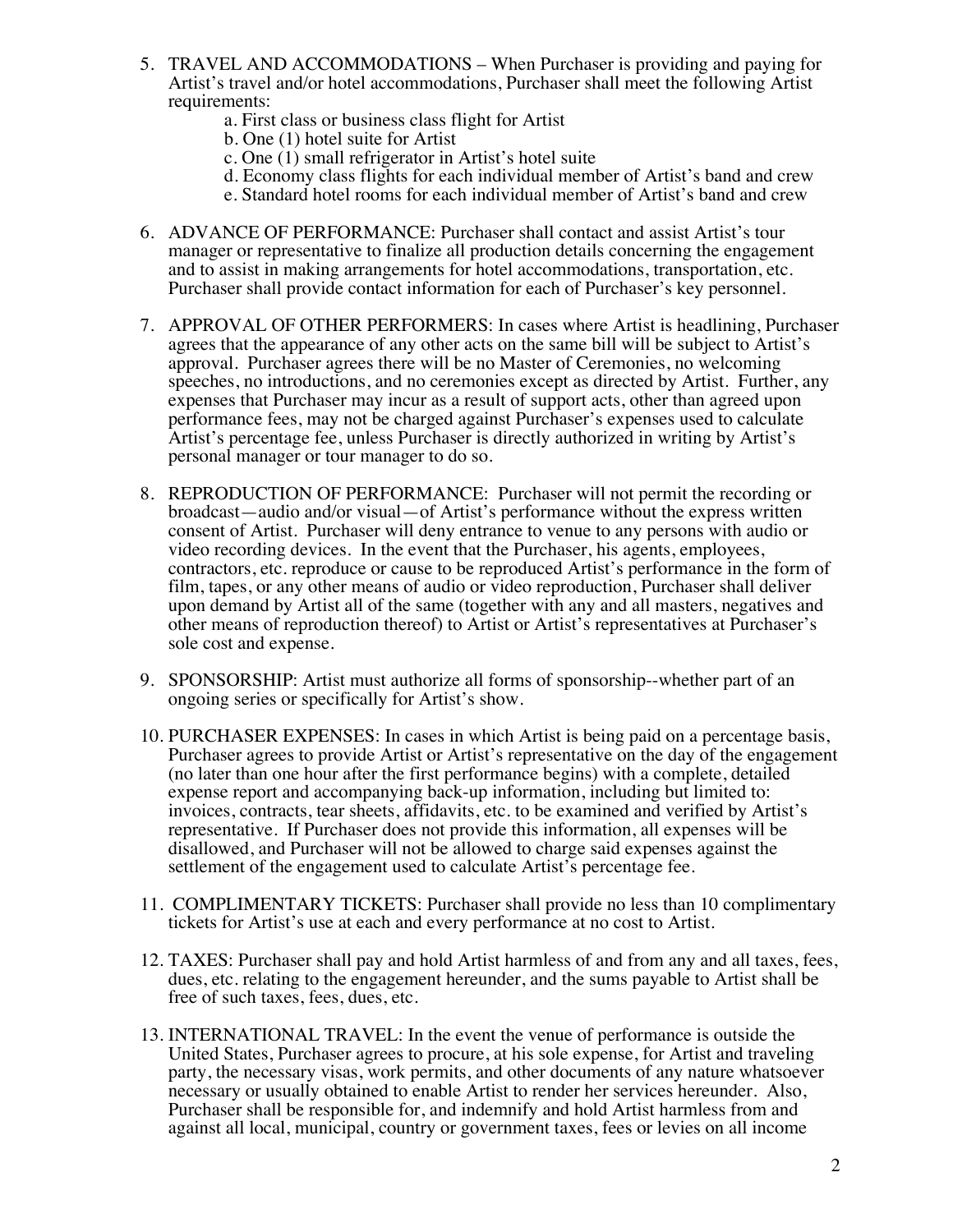5. TRAVEL AND ACCOMMODATIONS – When Purchaser is providing and paying for Artist's travel and/or hotel accommodations, Purchaser shall meet the following Artist requirements:
   a. First class or business class flight for Artist
   b. One (1) hotel suite for Artist
   c. One (1) small refrigerator in Artist's hotel suite
   d. Economy class flights for each individual member of Artist's band and crew
   e. Standard hotel rooms for each individual member of Artist's band and crew

6. ADVANCE OF PERFORMANCE: Purchaser shall contact and assist Artist's tour manager or representative to finalize all production details concerning the engagement and to assist in making arrangements for hotel accommodations, transportation, etc. Purchaser shall provide contact information for each of Purchaser's key personnel.

7. APPROVAL OF OTHER PERFORMERS: In cases where Artist is headlining, Purchaser agrees that the appearance of any other acts on the same bill will be subject to Artist's approval. Purchaser agrees there will be no Master of Ceremonies, no welcoming speeches, no introductions, and no ceremonies except as directed by Artist. Further, any expenses that Purchaser may incur as a result of support acts, other than agreed upon performance fees, may not be charged against Purchaser's expenses used to calculate Artist's percentage fee, unless Purchaser is directly authorized in writing by Artist's personal manager or tour manager to do so.

8. REPRODUCTION OF PERFORMANCE: Purchaser will not permit the recording or broadcast—audio and/or visual—of Artist's performance without the express written consent of Artist. Purchaser will deny entrance to venue to any persons with audio or video recording devices. In the event that the Purchaser, his agents, employees, contractors, etc. reproduce or cause to be reproduced Artist's performance in the form of film, tapes, or any other means of audio or video reproduction, Purchaser shall deliver upon demand by Artist all of the same (together with any and all masters, negatives and other means of reproduction thereof) to Artist or Artist's representatives at Purchaser's sole cost and expense.

9. SPONSORSHIP: Artist must authorize all forms of sponsorship--whether part of an ongoing series or specifically for Artist's show.

10. PURCHASER EXPENSES: In cases in which Artist is being paid on a percentage basis, Purchaser agrees to provide Artist or Artist's representative on the day of the engagement (no later than one hour after the first performance begins) with a complete, detailed expense report and accompanying back-up information, including but limited to: invoices, contracts, tear sheets, affidavits, etc. to be examined and verified by Artist's representative. If Purchaser does not provide this information, all expenses will be disallowed, and Purchaser will not be allowed to charge said expenses against the settlement of the engagement used to calculate Artist's percentage fee.

11. COMPLIMENTARY TICKETS: Purchaser shall provide no less than 10 complimentary tickets for Artist's use at each and every performance at no cost to Artist.

12. TAXES: Purchaser shall pay and hold Artist harmless of and from any and all taxes, fees, dues, etc. relating to the engagement hereunder, and the sums payable to Artist shall be free of such taxes, fees, dues, etc.

13. INTERNATIONAL TRAVEL: In the event the venue of performance is outside the United States, Purchaser agrees to procure, at his sole expense, for Artist and traveling party, the necessary visas, work permits, and other documents of any nature whatsoever necessary or usually obtained to enable Artist to render her services hereunder. Also, Purchaser shall be responsible for, and indemnify and hold Artist harmless from and against all local, municipal, country or government taxes, fees or levies on all income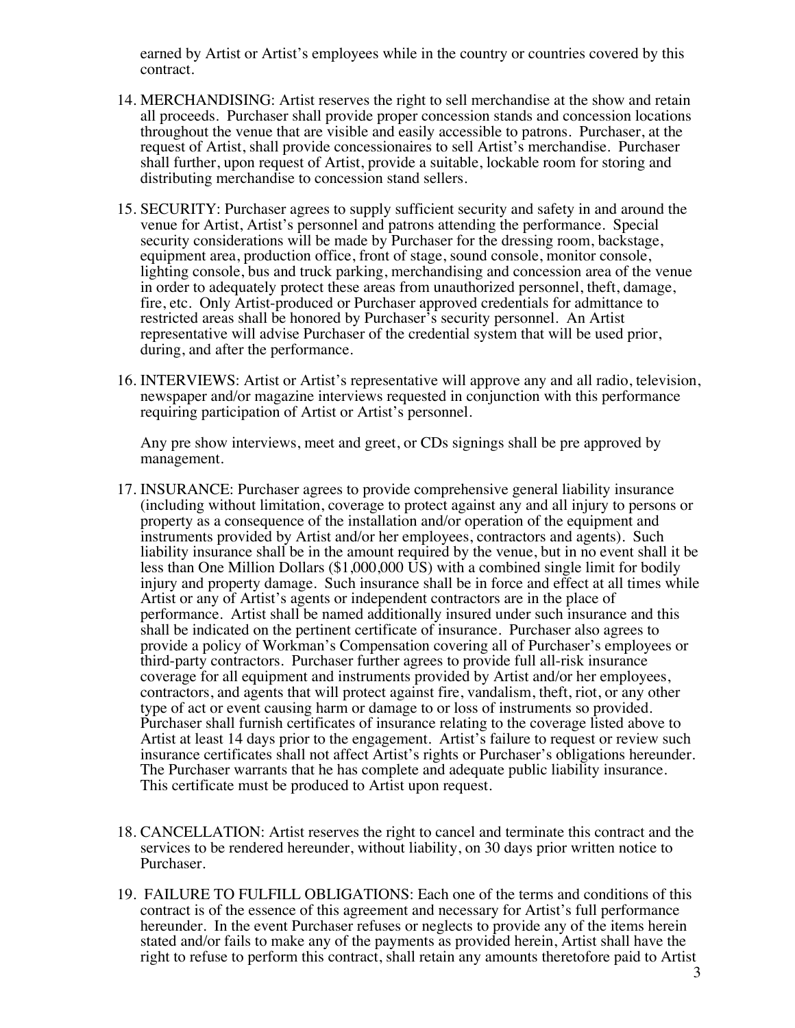earned by Artist or Artist's employees while in the country or countries covered by this contract.

14. MERCHANDISING: Artist reserves the right to sell merchandise at the show and retain all proceeds. Purchaser shall provide proper concession stands and concession locations throughout the venue that are visible and easily accessible to patrons. Purchaser, at the request of Artist, shall provide concessionaires to sell Artist's merchandise. Purchaser shall further, upon request of Artist, provide a suitable, lockable room for storing and distributing merchandise to concession stand sellers.

15. SECURITY: Purchaser agrees to supply sufficient security and safety in and around the venue for Artist, Artist's personnel and patrons attending the performance. Special security considerations will be made by Purchaser for the dressing room, backstage, equipment area, production office, front of stage, sound console, monitor console, lighting console, bus and truck parking, merchandising and concession area of the venue in order to adequately protect these areas from unauthorized personnel, theft, damage, fire, etc. Only Artist-produced or Purchaser approved credentials for admittance to restricted areas shall be honored by Purchaser's security personnel. An Artist representative will advise Purchaser of the credential system that will be used prior, during, and after the performance.

16. INTERVIEWS: Artist or Artist's representative will approve any and all radio, television, newspaper and/or magazine interviews requested in conjunction with this performance requiring participation of Artist or Artist's personnel.

    Any pre show interviews, meet and greet, or CDs signings shall be pre approved by management.

17. INSURANCE: Purchaser agrees to provide comprehensive general liability insurance (including without limitation, coverage to protect against any and all injury to persons or property as a consequence of the installation and/or operation of the equipment and instruments provided by Artist and/or her employees, contractors and agents). Such liability insurance shall be in the amount required by the venue, but in no event shall it be less than One Million Dollars ($1,000,000 US) with a combined single limit for bodily injury and property damage. Such insurance shall be in force and effect at all times while Artist or any of Artist's agents or independent contractors are in the place of performance. Artist shall be named additionally insured under such insurance and this shall be indicated on the pertinent certificate of insurance. Purchaser also agrees to provide a policy of Workman's Compensation covering all of Purchaser's employees or third-party contractors. Purchaser further agrees to provide full all-risk insurance coverage for all equipment and instruments provided by Artist and/or her employees, contractors, and agents that will protect against fire, vandalism, theft, riot, or any other type of act or event causing harm or damage to or loss of instruments so provided. Purchaser shall furnish certificates of insurance relating to the coverage listed above to Artist at least 14 days prior to the engagement. Artist's failure to request or review such insurance certificates shall not affect Artist's rights or Purchaser's obligations hereunder. The Purchaser warrants that he has complete and adequate public liability insurance. This certificate must be produced to Artist upon request.

18. CANCELLATION: Artist reserves the right to cancel and terminate this contract and the services to be rendered hereunder, without liability, on 30 days prior written notice to Purchaser.

19. FAILURE TO FULFILL OBLIGATIONS: Each one of the terms and conditions of this contract is of the essence of this agreement and necessary for Artist's full performance hereunder. In the event Purchaser refuses or neglects to provide any of the items herein stated and/or fails to make any of the payments as provided herein, Artist shall have the right to refuse to perform this contract, shall retain any amounts theretofore paid to Artist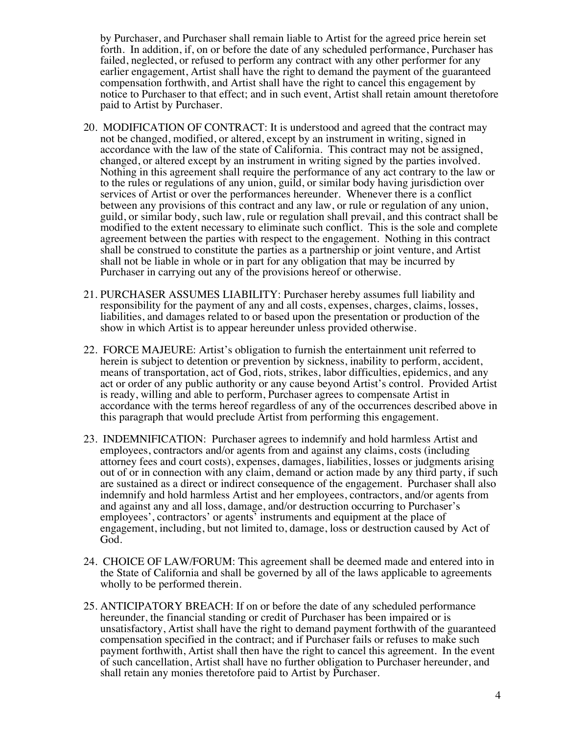by Purchaser, and Purchaser shall remain liable to Artist for the agreed price herein set forth. In addition, if, on or before the date of any scheduled performance, Purchaser has failed, neglected, or refused to perform any contract with any other performer for any earlier engagement, Artist shall have the right to demand the payment of the guaranteed compensation forthwith, and Artist shall have the right to cancel this engagement by notice to Purchaser to that effect; and in such event, Artist shall retain amount theretofore paid to Artist by Purchaser.

20. MODIFICATION OF CONTRACT: It is understood and agreed that the contract may not be changed, modified, or altered, except by an instrument in writing, signed in accordance with the law of the state of California. This contract may not be assigned, changed, or altered except by an instrument in writing signed by the parties involved. Nothing in this agreement shall require the performance of any act contrary to the law or to the rules or regulations of any union, guild, or similar body having jurisdiction over services of Artist or over the performances hereunder. Whenever there is a conflict between any provisions of this contract and any law, or rule or regulation of any union, guild, or similar body, such law, rule or regulation shall prevail, and this contract shall be modified to the extent necessary to eliminate such conflict. This is the sole and complete agreement between the parties with respect to the engagement. Nothing in this contract shall be construed to constitute the parties as a partnership or joint venture, and Artist shall not be liable in whole or in part for any obligation that may be incurred by Purchaser in carrying out any of the provisions hereof or otherwise.

21. PURCHASER ASSUMES LIABILITY: Purchaser hereby assumes full liability and responsibility for the payment of any and all costs, expenses, charges, claims, losses, liabilities, and damages related to or based upon the presentation or production of the show in which Artist is to appear hereunder unless provided otherwise.

22. FORCE MAJEURE: Artist's obligation to furnish the entertainment unit referred to herein is subject to detention or prevention by sickness, inability to perform, accident, means of transportation, act of God, riots, strikes, labor difficulties, epidemics, and any act or order of any public authority or any cause beyond Artist's control. Provided Artist is ready, willing and able to perform, Purchaser agrees to compensate Artist in accordance with the terms hereof regardless of any of the occurrences described above in this paragraph that would preclude Artist from performing this engagement.

23. INDEMNIFICATION: Purchaser agrees to indemnify and hold harmless Artist and employees, contractors and/or agents from and against any claims, costs (including attorney fees and court costs), expenses, damages, liabilities, losses or judgments arising out of or in connection with any claim, demand or action made by any third party, if such are sustained as a direct or indirect consequence of the engagement. Purchaser shall also indemnify and hold harmless Artist and her employees, contractors, and/or agents from and against any and all loss, damage, and/or destruction occurring to Purchaser's employees', contractors' or agents' instruments and equipment at the place of engagement, including, but not limited to, damage, loss or destruction caused by Act of God.

24. CHOICE OF LAW/FORUM: This agreement shall be deemed made and entered into in the State of California and shall be governed by all of the laws applicable to agreements wholly to be performed therein.

25. ANTICIPATORY BREACH: If on or before the date of any scheduled performance hereunder, the financial standing or credit of Purchaser has been impaired or is unsatisfactory, Artist shall have the right to demand payment forthwith of the guaranteed compensation specified in the contract; and if Purchaser fails or refuses to make such payment forthwith, Artist shall then have the right to cancel this agreement. In the event of such cancellation, Artist shall have no further obligation to Purchaser hereunder, and shall retain any monies theretofore paid to Artist by Purchaser.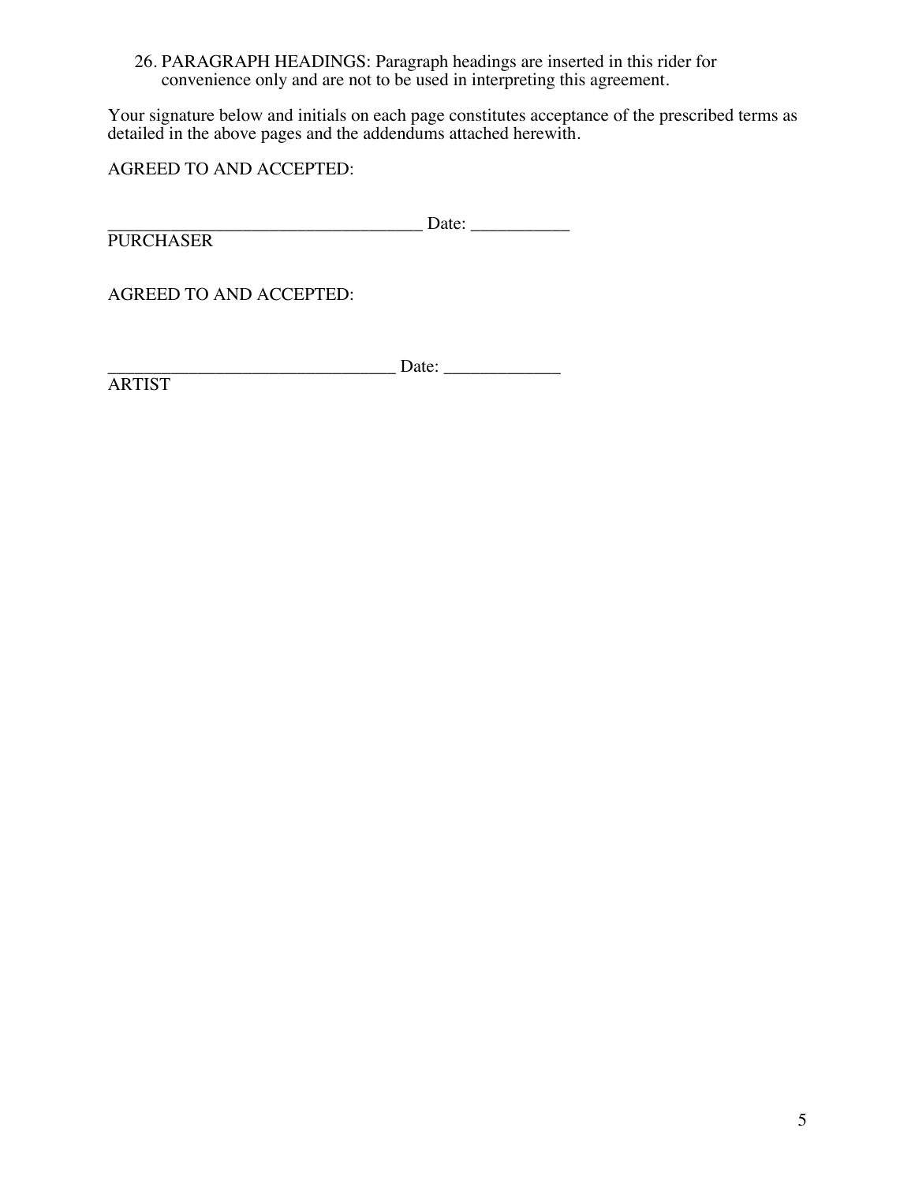26. PARAGRAPH HEADINGS: Paragraph headings are inserted in this rider for convenience only and are not to be used in interpreting this agreement.

Your signature below and initials on each page constitutes acceptance of the prescribed terms as detailed in the above pages and the addendums attached herewith.

AGREED TO AND ACCEPTED:

___________________________________ Date: ___________
PURCHASER

AGREED TO AND ACCEPTED:

________________________________ Date: _____________
ARTIST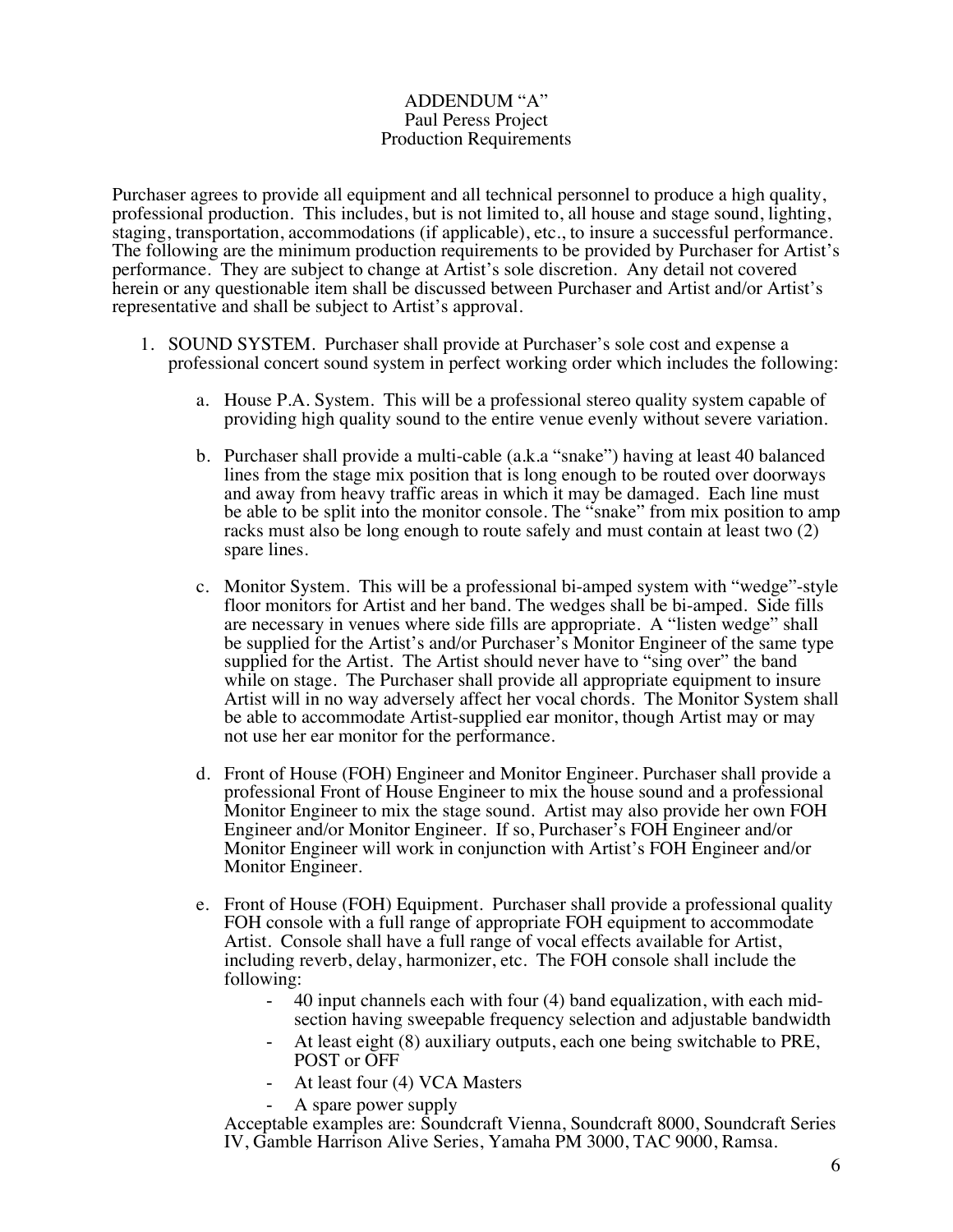ADDENDUM "A"
Paul Peress Project
Production Requirements

Purchaser agrees to provide all equipment and all technical personnel to produce a high quality, professional production. This includes, but is not limited to, all house and stage sound, lighting, staging, transportation, accommodations (if applicable), etc., to insure a successful performance. The following are the minimum production requirements to be provided by Purchaser for Artist's performance. They are subject to change at Artist's sole discretion. Any detail not covered herein or any questionable item shall be discussed between Purchaser and Artist and/or Artist's representative and shall be subject to Artist's approval.

1. SOUND SYSTEM. Purchaser shall provide at Purchaser's sole cost and expense a professional concert sound system in perfect working order which includes the following:

    a. House P.A. System. This will be a professional stereo quality system capable of providing high quality sound to the entire venue evenly without severe variation.

    b. Purchaser shall provide a multi-cable (a.k.a "snake") having at least 40 balanced lines from the stage mix position that is long enough to be routed over doorways and away from heavy traffic areas in which it may be damaged. Each line must be able to be split into the monitor console. The "snake" from mix position to amp racks must also be long enough to route safely and must contain at least two (2) spare lines.

    c. Monitor System. This will be a professional bi-amped system with "wedge"-style floor monitors for Artist and her band. The wedges shall be bi-amped. Side fills are necessary in venues where side fills are appropriate. A "listen wedge" shall be supplied for the Artist's and/or Purchaser's Monitor Engineer of the same type supplied for the Artist. The Artist should never have to "sing over" the band while on stage. The Purchaser shall provide all appropriate equipment to insure Artist will in no way adversely affect her vocal chords. The Monitor System shall be able to accommodate Artist-supplied ear monitor, though Artist may or may not use her ear monitor for the performance.

    d. Front of House (FOH) Engineer and Monitor Engineer. Purchaser shall provide a professional Front of House Engineer to mix the house sound and a professional Monitor Engineer to mix the stage sound. Artist may also provide her own FOH Engineer and/or Monitor Engineer. If so, Purchaser's FOH Engineer and/or Monitor Engineer will work in conjunction with Artist's FOH Engineer and/or Monitor Engineer.

    e. Front of House (FOH) Equipment. Purchaser shall provide a professional quality FOH console with a full range of appropriate FOH equipment to accommodate Artist. Console shall have a full range of vocal effects available for Artist, including reverb, delay, harmonizer, etc. The FOH console shall include the following:

        - 40 input channels each with four (4) band equalization, with each mid-section having sweepable frequency selection and adjustable bandwidth
        - At least eight (8) auxiliary outputs, each one being switchable to PRE, POST or OFF
        - At least four (4) VCA Masters
        - A spare power supply

    Acceptable examples are: Soundcraft Vienna, Soundcraft 8000, Soundcraft Series IV, Gamble Harrison Alive Series, Yamaha PM 3000, TAC 9000, Ramsa.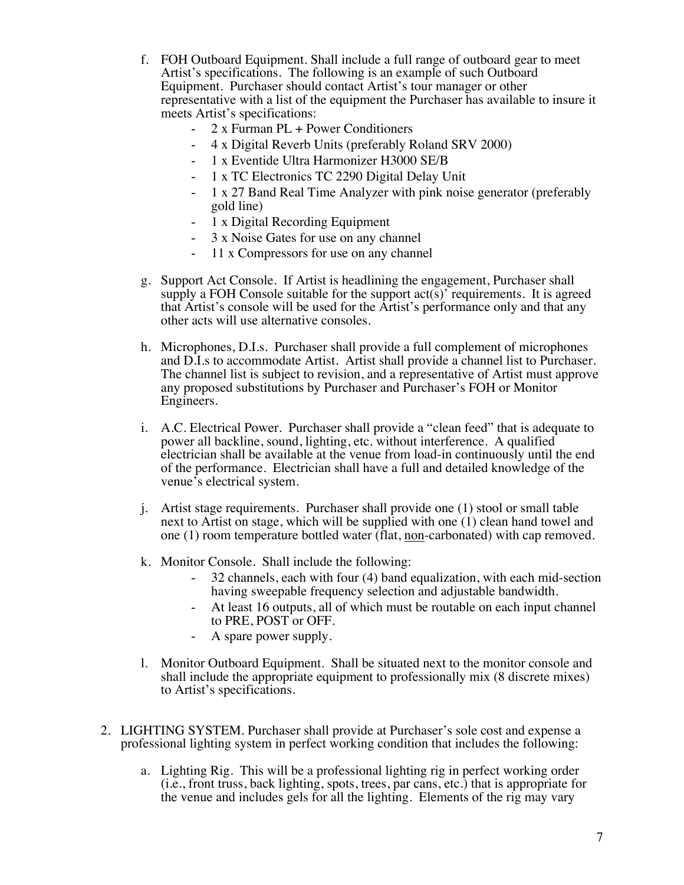f. FOH Outboard Equipment. Shall include a full range of outboard gear to meet Artist's specifications. The following is an example of such Outboard Equipment. Purchaser should contact Artist's tour manager or other representative with a list of the equipment the Purchaser has available to insure it meets Artist's specifications:
   - 2 x Furman PL + Power Conditioners
   - 4 x Digital Reverb Units (preferably Roland SRV 2000)
   - 1 x Eventide Ultra Harmonizer H3000 SE/B
   - 1 x TC Electronics TC 2290 Digital Delay Unit
   - 1 x 27 Band Real Time Analyzer with pink noise generator (preferably gold line)
   - 1 x Digital Recording Equipment
   - 3 x Noise Gates for use on any channel
   - 11 x Compressors for use on any channel

g. Support Act Console. If Artist is headlining the engagement, Purchaser shall supply a FOH Console suitable for the support act(s)' requirements. It is agreed that Artist's console will be used for the Artist's performance only and that any other acts will use alternative consoles.

h. Microphones, D.I.s. Purchaser shall provide a full complement of microphones and D.I.s to accommodate Artist. Artist shall provide a channel list to Purchaser. The channel list is subject to revision, and a representative of Artist must approve any proposed substitutions by Purchaser and Purchaser's FOH or Monitor Engineers.

i. A.C. Electrical Power. Purchaser shall provide a "clean feed" that is adequate to power all backline, sound, lighting, etc. without interference. A qualified electrician shall be available at the venue from load-in continuously until the end of the performance. Electrician shall have a full and detailed knowledge of the venue's electrical system.

j. Artist stage requirements. Purchaser shall provide one (1) stool or small table next to Artist on stage, which will be supplied with one (1) clean hand towel and one (1) room temperature bottled water (flat, <u>non</u>-carbonated) with cap removed.

k. Monitor Console. Shall include the following:
   - 32 channels, each with four (4) band equalization, with each mid-section having sweepable frequency selection and adjustable bandwidth.
   - At least 16 outputs, all of which must be routable on each input channel to PRE, POST or OFF.
   - A spare power supply.

l. Monitor Outboard Equipment. Shall be situated next to the monitor console and shall include the appropriate equipment to professionally mix (8 discrete mixes) to Artist's specifications.

2. LIGHTING SYSTEM. Purchaser shall provide at Purchaser's sole cost and expense a professional lighting system in perfect working condition that includes the following:

   a. Lighting Rig. This will be a professional lighting rig in perfect working order (i.e., front truss, back lighting, spots, trees, par cans, etc.) that is appropriate for the venue and includes gels for all the lighting. Elements of the rig may vary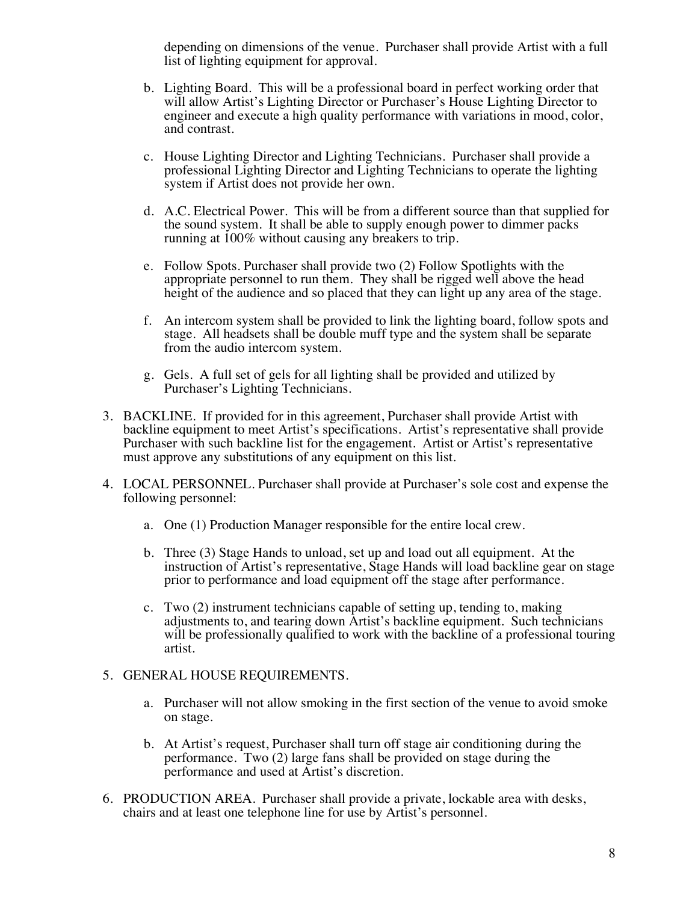depending on dimensions of the venue. Purchaser shall provide Artist with a full list of lighting equipment for approval.

   b. Lighting Board. This will be a professional board in perfect working order that will allow Artist's Lighting Director or Purchaser's House Lighting Director to engineer and execute a high quality performance with variations in mood, color, and contrast.

   c. House Lighting Director and Lighting Technicians. Purchaser shall provide a professional Lighting Director and Lighting Technicians to operate the lighting system if Artist does not provide her own.

   d. A.C. Electrical Power. This will be from a different source than that supplied for the sound system. It shall be able to supply enough power to dimmer packs running at 100% without causing any breakers to trip.

   e. Follow Spots. Purchaser shall provide two (2) Follow Spotlights with the appropriate personnel to run them. They shall be rigged well above the head height of the audience and so placed that they can light up any area of the stage.

   f. An intercom system shall be provided to link the lighting board, follow spots and stage. All headsets shall be double muff type and the system shall be separate from the audio intercom system.

   g. Gels. A full set of gels for all lighting shall be provided and utilized by Purchaser's Lighting Technicians.

3. BACKLINE. If provided for in this agreement, Purchaser shall provide Artist with backline equipment to meet Artist's specifications. Artist's representative shall provide Purchaser with such backline list for the engagement. Artist or Artist's representative must approve any substitutions of any equipment on this list.

4. LOCAL PERSONNEL. Purchaser shall provide at Purchaser's sole cost and expense the following personnel:

   a. One (1) Production Manager responsible for the entire local crew.

   b. Three (3) Stage Hands to unload, set up and load out all equipment. At the instruction of Artist's representative, Stage Hands will load backline gear on stage prior to performance and load equipment off the stage after performance.

   c. Two (2) instrument technicians capable of setting up, tending to, making adjustments to, and tearing down Artist's backline equipment. Such technicians will be professionally qualified to work with the backline of a professional touring artist.

5. GENERAL HOUSE REQUIREMENTS.

   a. Purchaser will not allow smoking in the first section of the venue to avoid smoke on stage.

   b. At Artist's request, Purchaser shall turn off stage air conditioning during the performance. Two (2) large fans shall be provided on stage during the performance and used at Artist's discretion.

6. PRODUCTION AREA. Purchaser shall provide a private, lockable area with desks, chairs and at least one telephone line for use by Artist's personnel.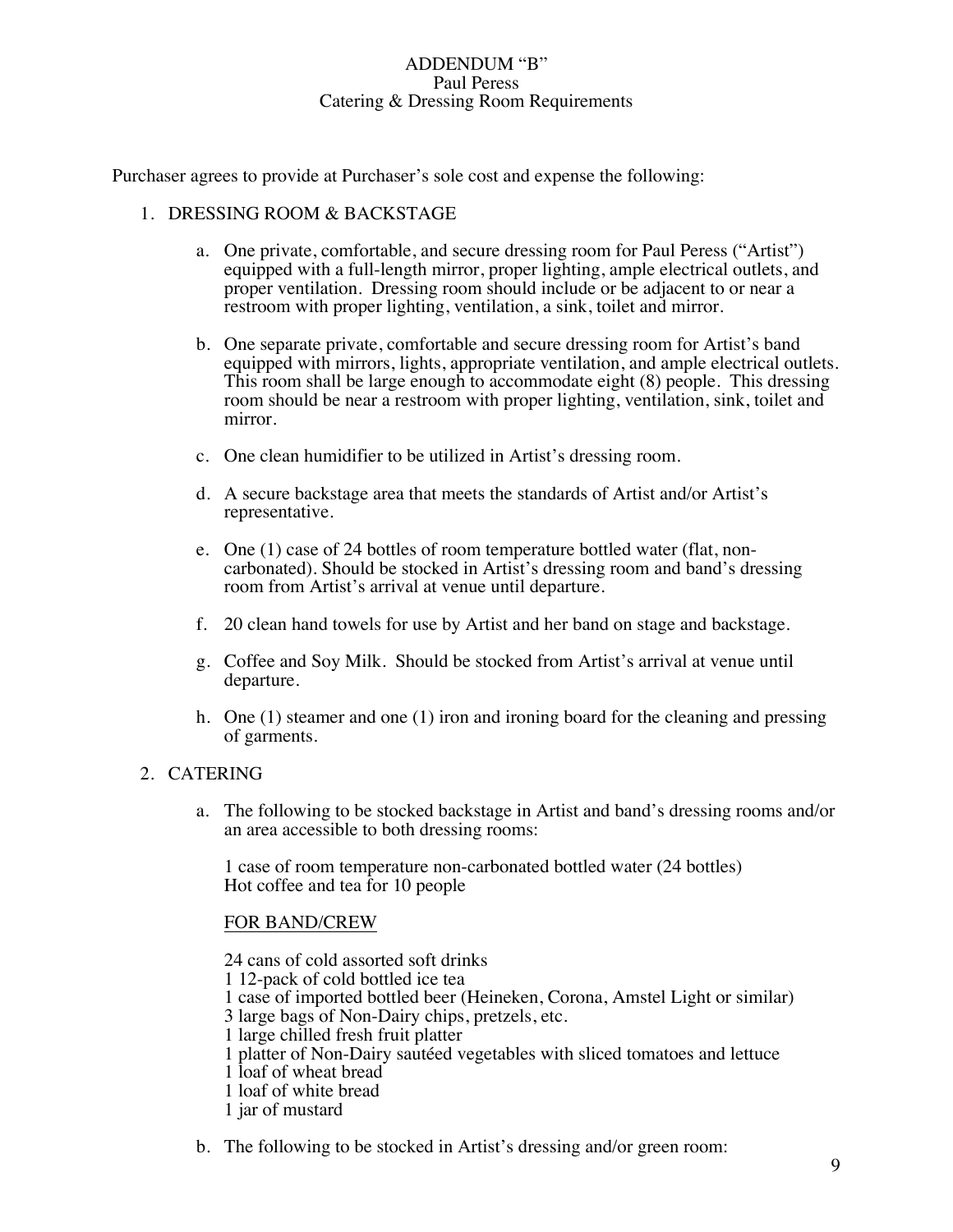ADDENDUM “B”
Paul Peress
Catering & Dressing Room Requirements

Purchaser agrees to provide at Purchaser’s sole cost and expense the following:

1. DRESSING ROOM & BACKSTAGE

    a. One private, comfortable, and secure dressing room for Paul Peress (“Artist”) equipped with a full-length mirror, proper lighting, ample electrical outlets, and proper ventilation. Dressing room should include or be adjacent to or near a restroom with proper lighting, ventilation, a sink, toilet and mirror.

    b. One separate private, comfortable and secure dressing room for Artist’s band equipped with mirrors, lights, appropriate ventilation, and ample electrical outlets. This room shall be large enough to accommodate eight (8) people. This dressing room should be near a restroom with proper lighting, ventilation, sink, toilet and mirror.

    c. One clean humidifier to be utilized in Artist’s dressing room.

    d. A secure backstage area that meets the standards of Artist and/or Artist’s representative.

    e. One (1) case of 24 bottles of room temperature bottled water (flat, non-carbonated). Should be stocked in Artist’s dressing room and band’s dressing room from Artist’s arrival at venue until departure.

    f. 20 clean hand towels for use by Artist and her band on stage and backstage.

    g. Coffee and Soy Milk. Should be stocked from Artist’s arrival at venue until departure.

    h. One (1) steamer and one (1) iron and ironing board for the cleaning and pressing of garments.

2. CATERING

    a. The following to be stocked backstage in Artist and band’s dressing rooms and/or an area accessible to both dressing rooms:

        1 case of room temperature non-carbonated bottled water (24 bottles)
        Hot coffee and tea for 10 people

        <u>FOR BAND/CREW</u>

        24 cans of cold assorted soft drinks
        1 12-pack of cold bottled ice tea
        1 case of imported bottled beer (Heineken, Corona, Amstel Light or similar)
        3 large bags of Non-Dairy chips, pretzels, etc.
        1 large chilled fresh fruit platter
        1 platter of Non-Dairy sautéed vegetables with sliced tomatoes and lettuce
        1 loaf of wheat bread
        1 loaf of white bread
        1 jar of mustard

    b. The following to be stocked in Artist’s dressing and/or green room: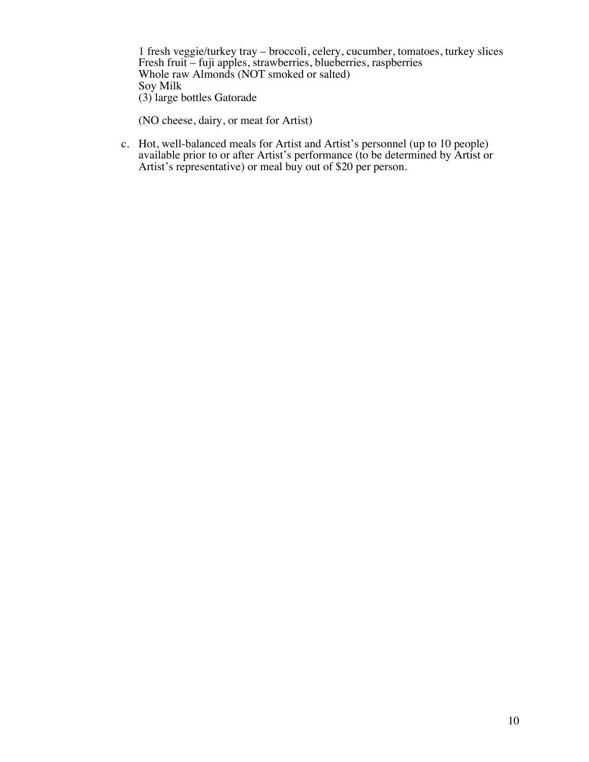1 fresh veggie/turkey tray – broccoli, celery, cucumber, tomatoes, turkey slices
Fresh fruit – fuji apples, strawberries, blueberries, raspberries
Whole raw Almonds (NOT smoked or salted)
Soy Milk
(3) large bottles Gatorade

(NO cheese, dairy, or meat for Artist)

c. Hot, well-balanced meals for Artist and Artist's personnel (up to 10 people) available prior to or after Artist's performance (to be determined by Artist or Artist's representative) or meal buy out of $20 per person.